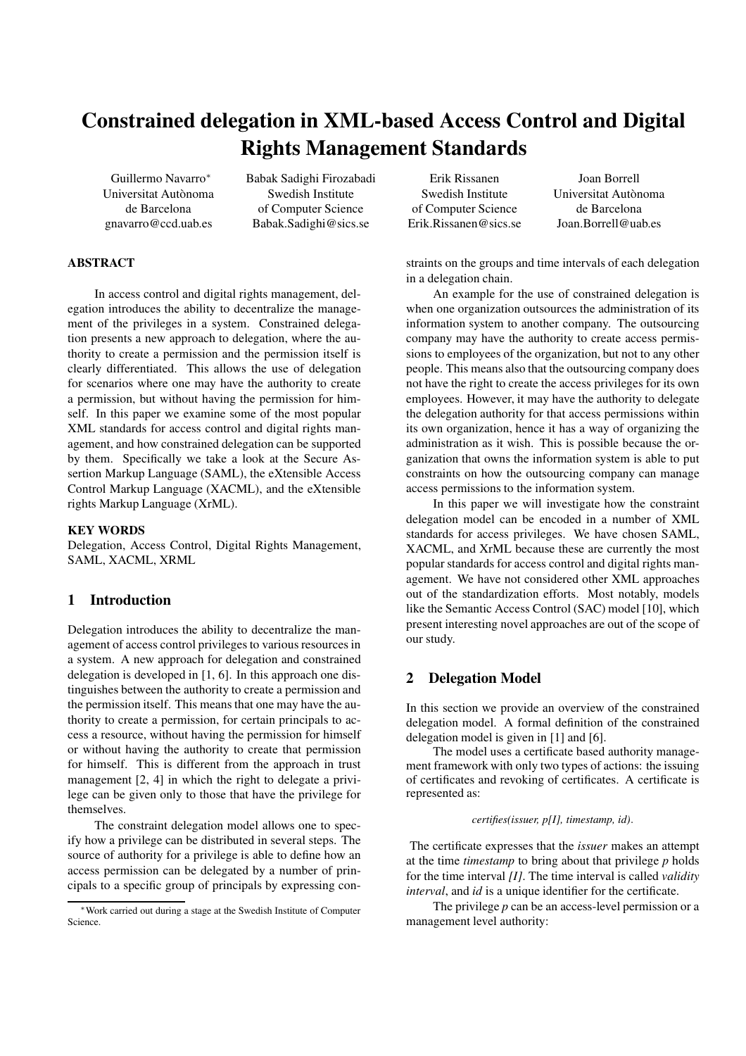# Constrained delegation in XML-based Access Control and Digital Rights Management Standards

Guillermo Navarro[*]
Universitat Autònoma de Barcelona
gnavarro@ccd.uab.es

Babak Sadighi Firozabadi
Swedish Institute of Computer Science
Babak.Sadighi@sics.se

Erik Rissanen
Swedish Institute of Computer Science
Erik.Rissanen@sics.se

Joan Borrell
Universitat Autònoma de Barcelona
Joan.Borrell@uab.es

## ABSTRACT

In access control and digital rights management, delegation introduces the ability to decentralize the management of the privileges in a system. Constrained delegation presents a new approach to delegation, where the authority to create a permission and the permission itself is clearly differentiated. This allows the use of delegation for scenarios where one may have the authority to create a permission, but without having the permission for himself. In this paper we examine some of the most popular XML standards for access control and digital rights management, and how constrained delegation can be supported by them. Specifically we take a look at the Secure Assertion Markup Language (SAML), the eXtensible Access Control Markup Language (XACML), and the eXtensible rights Markup Language (XrML).

## KEY WORDS

Delegation, Access Control, Digital Rights Management, SAML, XACML, XRML

## 1 Introduction

Delegation introduces the ability to decentralize the management of access control privileges to various resources in a system. A new approach for delegation and constrained delegation is developed in [1, 6]. In this approach one distinguishes between the authority to create a permission and the permission itself. This means that one may have the authority to create a permission, for certain principals to access a resource, without having the permission for himself or without having the authority to create that permission for himself. This is different from the approach in trust management [2, 4] in which the right to delegate a privilege can be given only to those that have the privilege for themselves.

The constraint delegation model allows one to specify how a privilege can be distributed in several steps. The source of authority for a privilege is able to define how an access permission can be delegated by a number of principals to a specific group of principals by expressing constraints on the groups and time intervals of each delegation in a delegation chain.

An example for the use of constrained delegation is when one organization outsources the administration of its information system to another company. The outsourcing company may have the authority to create access permissions to employees of the organization, but not to any other people. This means also that the outsourcing company does not have the right to create the access privileges for its own employees. However, it may have the authority to delegate the delegation authority for that access permissions within its own organization, hence it has a way of organizing the administration as it wish. This is possible because the organization that owns the information system is able to put constraints on how the outsourcing company can manage access permissions to the information system.

In this paper we will investigate how the constraint delegation model can be encoded in a number of XML standards for access privileges. We have chosen SAML, XACML, and XrML because these are currently the most popular standards for access control and digital rights management. We have not considered other XML approaches out of the standardization efforts. Most notably, models like the Semantic Access Control (SAC) model [10], which present interesting novel approaches are out of the scope of our study.

## 2 Delegation Model

In this section we provide an overview of the constrained delegation model. A formal definition of the constrained delegation model is given in [1] and [6].

The model uses a certificate based authority management framework with only two types of actions: the issuing of certificates and revoking of certificates. A certificate is represented as:

*certifies(issuer, p[I], timestamp, id).*

The certificate expresses that the *issuer* makes an attempt at the time *timestamp* to bring about that privilege *p* holds for the time interval *[I]*. The time interval is called *validity interval*, and *id* is a unique identifier for the certificate.

The privilege *p* can be an access-level permission or a management level authority:

[*] Work carried out during a stage at the Swedish Institute of Computer Science.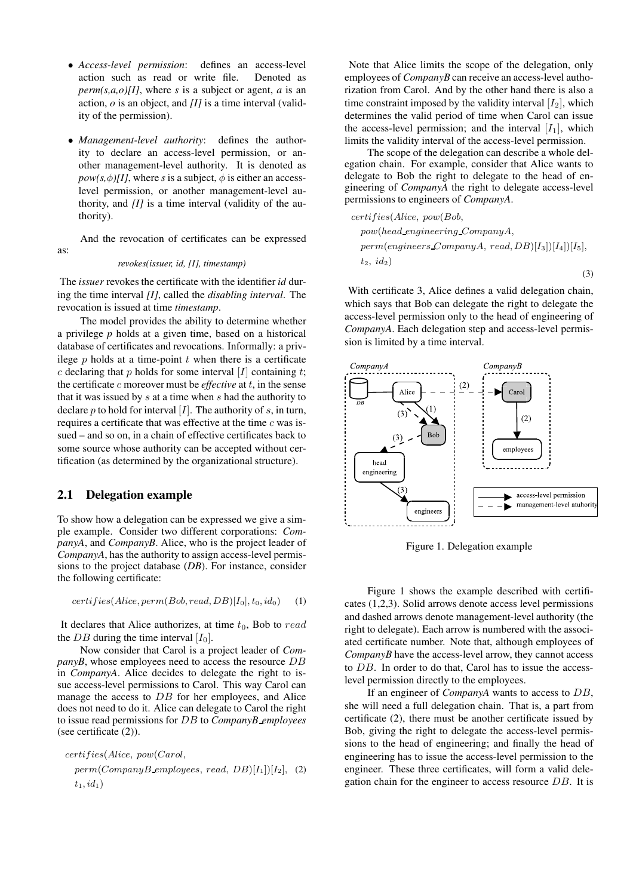- *Access-level permission*: defines an access-level action such as read or write file. Denoted as *perm(s,a,o)[I]*, where *s* is a subject or agent, *a* is an action, *o* is an object, and *[I]* is a time interval (validity of the permission).

- *Management-level authority*: defines the authority to declare an access-level permission, or another management-level authority. It is denoted as *pow(s,$\phi$)[I]*, where *s* is a subject, $\phi$ is either an access-level permission, or another management-level authority, and *[I]* is a time interval (validity of the authority).

And the revocation of certificates can be expressed as:

*revokes(issuer, id, [I], timestamp)*

The *issuer* revokes the certificate with the identifier *id* during the time interval *[I]*, called the *disabling interval*. The revocation is issued at time *timestamp*.

The model provides the ability to determine whether a privilege *p* holds at a given time, based on a historical database of certificates and revocations. Informally: a privilege $p$ holds at a time-point $t$ when there is a certificate $c$ declaring that $p$ holds for some interval $[I]$ containing $t$; the certificate $c$ moreover must be *effective* at $t$, in the sense that it was issued by $s$ at a time when $s$ had the authority to declare $p$ to hold for interval $[I]$. The authority of $s$, in turn, requires a certificate that was effective at the time $c$ was issued – and so on, in a chain of effective certificates back to some source whose authority can be accepted without certification (as determined by the organizational structure).

## 2.1 Delegation example

To show how a delegation can be expressed we give a simple example. Consider two different corporations: *CompanyA*, and *CompanyB*. Alice, who is the project leader of *CompanyA*, has the authority to assign access-level permissions to the project database (*DB*). For instance, consider the following certificate:

$$certifies(Alice, perm(Bob, read, DB)[I_0], t_0, id_0) \quad (1)$$

It declares that Alice authorizes, at time $t_0$, Bob to $read$ the $DB$ during the time interval $[I_0]$.

Now consider that Carol is a project leader of *CompanyB*, whose employees need to access the resource $DB$ in *CompanyA*. Alice decides to delegate the right to issue access-level permissions to Carol. This way Carol can manage the access to $DB$ for her employees, and Alice does not need to do it. Alice can delegate to Carol the right to issue read permissions for $DB$ to *CompanyB_employees* (see certificate (2)).

$$certifies(Alice,\ pow(Carol,\ perm(CompanyB\_employees,\ read,\ DB)[I_1])[I_2],\ t_1, id_1) \quad (2)$$

Note that Alice limits the scope of the delegation, only employees of *CompanyB* can receive an access-level authorization from Carol. And by the other hand there is also a time constraint imposed by the validity interval $[I_2]$, which determines the valid period of time when Carol can issue the access-level permission; and the interval $[I_1]$, which limits the validity interval of the access-level permission.

The scope of the delegation can describe a whole delegation chain. For example, consider that Alice wants to delegate to Bob the right to delegate to the head of engineering of *CompanyA* the right to delegate access-level permissions to engineers of *CompanyA*.

$$certifies(Alice,\ pow(Bob,\ pow(head\_engineering\_CompanyA,\ perm(engineers\_CompanyA,\ read, DB)[I_3])[I_4])[I_5],\ t_2,\ id_2) \quad (3)$$

With certificate 3, Alice defines a valid delegation chain, which says that Bob can delegate the right to delegate the access-level permission only to the head of engineering of *CompanyA*. Each delegation step and access-level permission is limited by a time interval.

Figure 1. Delegation example

Figure 1 shows the example described with certificates (1,2,3). Solid arrows denote access level permissions and dashed arrows denote management-level authority (the right to delegate). Each arrow is numbered with the associated certificate number. Note that, although employees of *CompanyB* have the access-level arrow, they cannot access to $DB$. In order to do that, Carol has to issue the access-level permission directly to the employees.

If an engineer of *CompanyA* wants to access to $DB$, she will need a full delegation chain. That is, a part from certificate (2), there must be another certificate issued by Bob, giving the right to delegate the access-level permissions to the head of engineering; and finally the head of engineering has to issue the access-level permission to the engineer. These three certificates, will form a valid delegation chain for the engineer to access resource $DB$. It is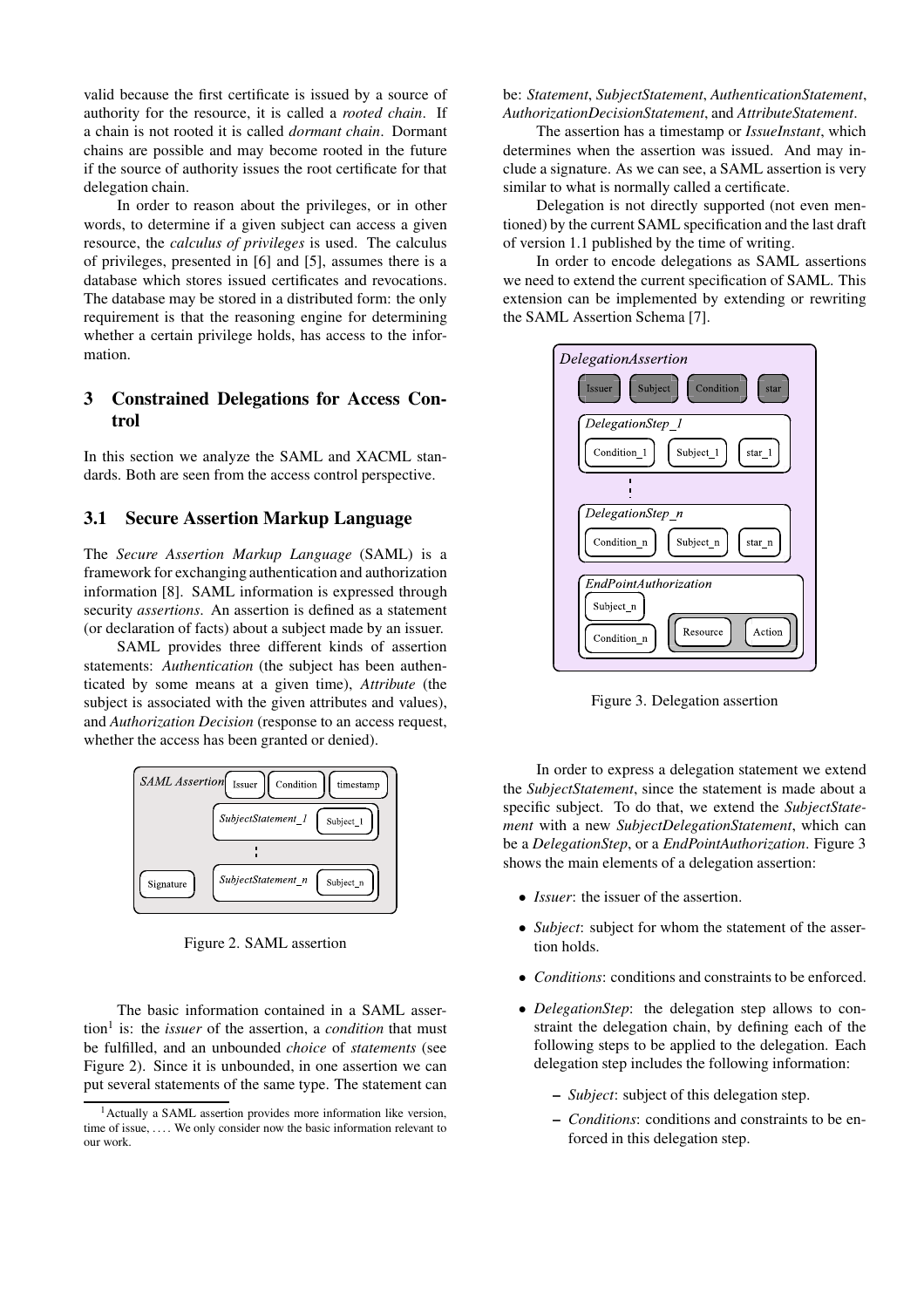valid because the first certificate is issued by a source of authority for the resource, it is called a *rooted chain*. If a chain is not rooted it is called *dormant chain*. Dormant chains are possible and may become rooted in the future if the source of authority issues the root certificate for that delegation chain.

In order to reason about the privileges, or in other words, to determine if a given subject can access a given resource, the *calculus of privileges* is used. The calculus of privileges, presented in [6] and [5], assumes there is a database which stores issued certificates and revocations. The database may be stored in a distributed form: the only requirement is that the reasoning engine for determining whether a certain privilege holds, has access to the information.

## 3 Constrained Delegations for Access Control

In this section we analyze the SAML and XACML standards. Both are seen from the access control perspective.

### 3.1 Secure Assertion Markup Language

The *Secure Assertion Markup Language* (SAML) is a framework for exchanging authentication and authorization information [8]. SAML information is expressed through security *assertions*. An assertion is defined as a statement (or declaration of facts) about a subject made by an issuer.

SAML provides three different kinds of assertion statements: *Authentication* (the subject has been authenticated by some means at a given time), *Attribute* (the subject is associated with the given attributes and values), and *Authorization Decision* (response to an access request, whether the access has been granted or denied).

Figure 2. SAML assertion

The basic information contained in a SAML assertion[1] is: the *issuer* of the assertion, a *condition* that must be fulfilled, and an unbounded *choice* of *statements* (see Figure 2). Since it is unbounded, in one assertion we can put several statements of the same type. The statement can be: *Statement*, *SubjectStatement*, *AuthenticationStatement*, *AuthorizationDecisionStatement*, and *AttributeStatement*.

The assertion has a timestamp or *IssueInstant*, which determines when the assertion was issued. And may include a signature. As we can see, a SAML assertion is very similar to what is normally called a certificate.

Delegation is not directly supported (not even mentioned) by the current SAML specification and the last draft of version 1.1 published by the time of writing.

In order to encode delegations as SAML assertions we need to extend the current specification of SAML. This extension can be implemented by extending or rewriting the SAML Assertion Schema [7].

Figure 3. Delegation assertion

In order to express a delegation statement we extend the *SubjectStatement*, since the statement is made about a specific subject. To do that, we extend the *SubjectStatement* with a new *SubjectDelegationStatement*, which can be a *DelegationStep*, or a *EndPointAuthorization*. Figure 3 shows the main elements of a delegation assertion:

- *Issuer*: the issuer of the assertion.
- *Subject*: subject for whom the statement of the assertion holds.
- *Conditions*: conditions and constraints to be enforced.
- *DelegationStep*: the delegation step allows to constraint the delegation chain, by defining each of the following steps to be applied to the delegation. Each delegation step includes the following information:
  - *Subject*: subject of this delegation step.
  - *Conditions*: conditions and constraints to be enforced in this delegation step.

[1] Actually a SAML assertion provides more information like version, time of issue, .... We only consider now the basic information relevant to our work.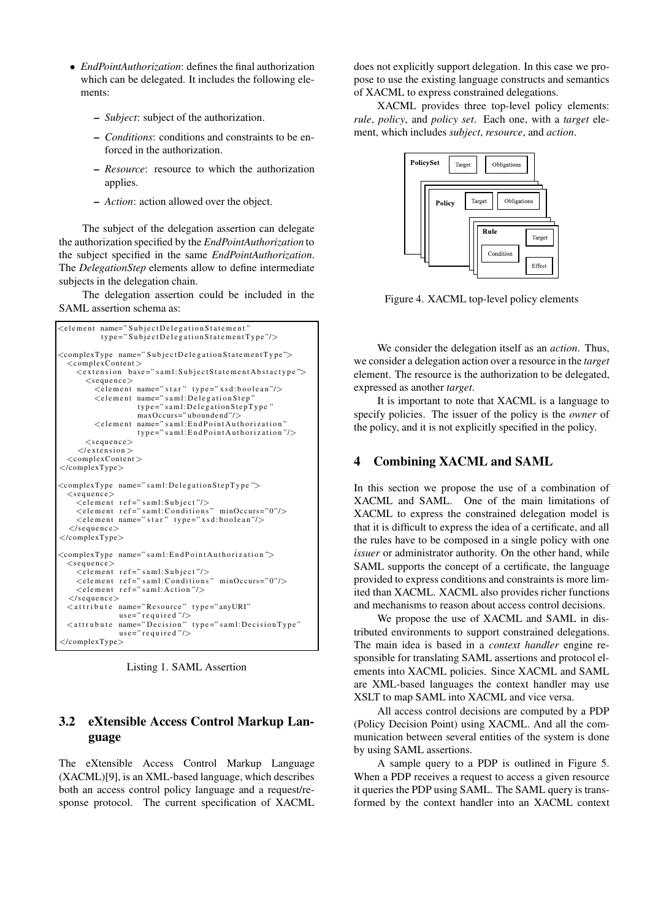- *EndPointAuthorization*: defines the final authorization which can be delegated. It includes the following elements:
  - *Subject*: subject of the authorization.
  - *Conditions*: conditions and constraints to be enforced in the authorization.
  - *Resource*: resource to which the authorization applies.
  - *Action*: action allowed over the object.

The subject of the delegation assertion can delegate the authorization specified by the *EndPointAuthorization* to the subject specified in the same *EndPointAuthorization*. The *DelegationStep* elements allow to define intermediate subjects in the delegation chain.

The delegation assertion could be included in the SAML assertion schema as:

```
<element name="SubjectDelegationStatement"
         type="SubjectDelegationStatementType"/>

<complexType name="SubjectDelegationStatementType">
  <complexContent>
    <extension base="saml:SubjectStatementAbstactype">
      <sequence>
        <element name="star" type="xsd:boolean"/>
        <element name="saml:DelegationStep"
                 type="saml:DelegationStepType"
                 maxOccurs="uboundend"/>
        <element name="saml:EndPointAuthorization"
                 type="saml:EndPointAuthorization"/>
      <sequence>
    </extension>
  <complexContent>
</complexType>

<complexType name="saml:DelegationStepType">
  <sequence>
    <element ref="saml:Subject"/>
    <element ref="saml:Conditions" minOccurs="0"/>
    <element name="star" type="xsd:boolean"/>
  </sequence>
</complexType>

<complexType name="saml:EndPointAuthorization">
  <sequence>
    <element ref="saml:Subject"/>
    <element ref="saml:Conditions" minOccurs="0"/>
    <element ref="saml:Action"/>
  </sequence>
  <attribute name="Resource" type="anyURI"
             use="required"/>
  <attrubute name="Decision" type="saml:DecisionType"
             use="required"/>
</complexType>
```

Listing 1. SAML Assertion

## 3.2 eXtensible Access Control Markup Language

The eXtensible Access Control Markup Language (XACML)[9], is an XML-based language, which describes both an access control policy language and a request/response protocol. The current specification of XACML does not explicitly support delegation. In this case we propose to use the existing language constructs and semantics of XACML to express constrained delegations.

XACML provides three top-level policy elements: *rule*, *policy*, and *policy set*. Each one, with a *target* element, which includes *subject*, *resource*, and *action*.

Figure 4. XACML top-level policy elements

We consider the delegation itself as an *action*. Thus, we consider a delegation action over a resource in the *target* element. The resource is the authorization to be delegated, expressed as another *target*.

It is important to note that XACML is a language to specify policies. The issuer of the policy is the *owner* of the policy, and it is not explicitly specified in the policy.

# 4 Combining XACML and SAML

In this section we propose the use of a combination of XACML and SAML. One of the main limitations of XACML to express the constrained delegation model is that it is difficult to express the idea of a certificate, and all the rules have to be composed in a single policy with one *issuer* or administrator authority. On the other hand, while SAML supports the concept of a certificate, the language provided to express conditions and constraints is more limited than XACML. XACML also provides richer functions and mechanisms to reason about access control decisions.

We propose the use of XACML and SAML in distributed environments to support constrained delegations. The main idea is based in a *context handler* engine responsible for translating SAML assertions and protocol elements into XACML policies. Since XACML and SAML are XML-based languages the context handler may use XSLT to map SAML into XACML and vice versa.

All access control decisions are computed by a PDP (Policy Decision Point) using XACML. And all the communication between several entities of the system is done by using SAML assertions.

A sample query to a PDP is outlined in Figure 5. When a PDP receives a request to access a given resource it queries the PDP using SAML. The SAML query is transformed by the context handler into an XACML context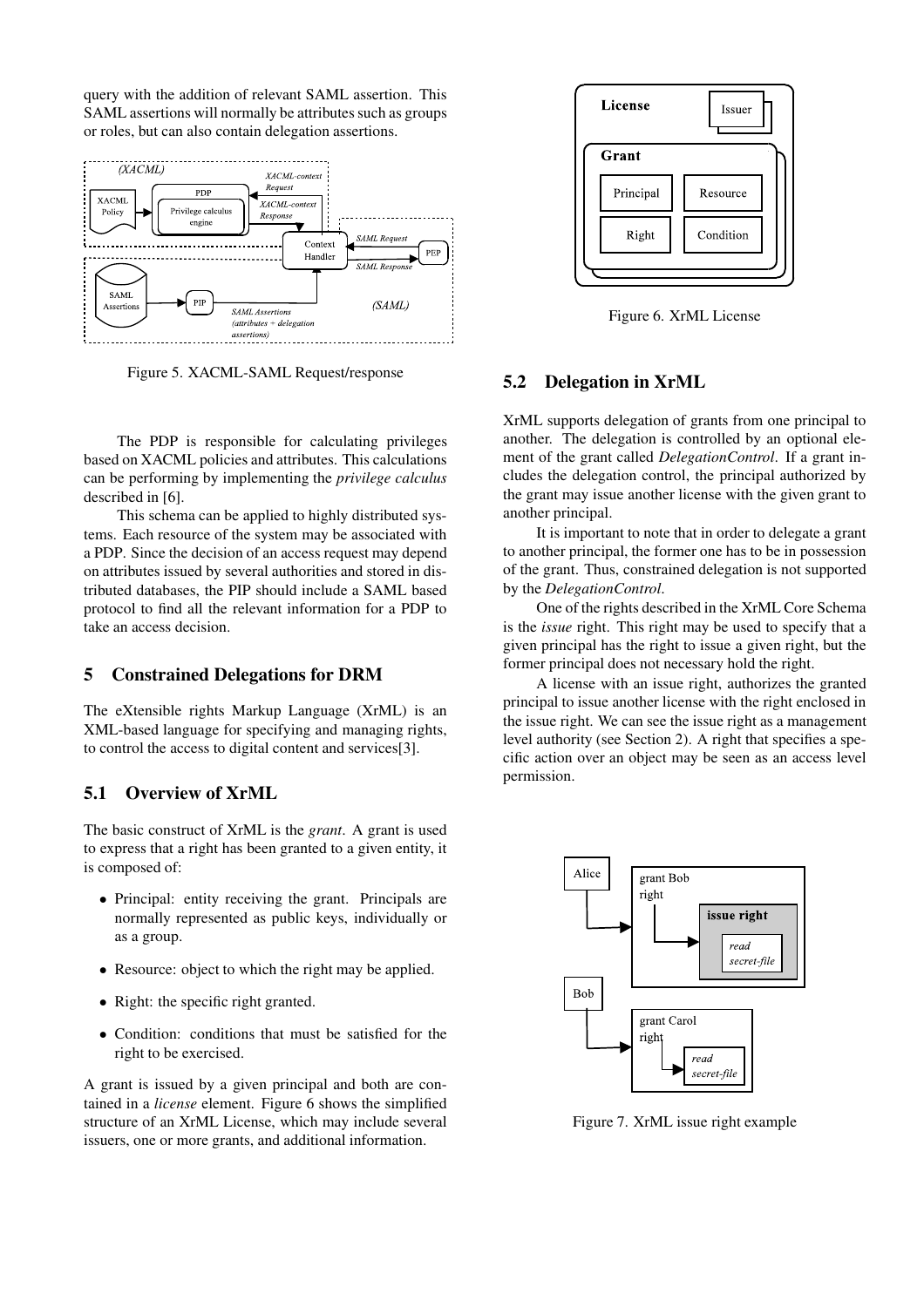query with the addition of relevant SAML assertion. This SAML assertions will normally be attributes such as groups or roles, but can also contain delegation assertions.

Figure 5. XACML-SAML Request/response

The PDP is responsible for calculating privileges based on XACML policies and attributes. This calculations can be performing by implementing the *privilege calculus* described in [6].

This schema can be applied to highly distributed systems. Each resource of the system may be associated with a PDP. Since the decision of an access request may depend on attributes issued by several authorities and stored in distributed databases, the PIP should include a SAML based protocol to find all the relevant information for a PDP to take an access decision.

## 5 Constrained Delegations for DRM

The eXtensible rights Markup Language (XrML) is an XML-based language for specifying and managing rights, to control the access to digital content and services[3].

### 5.1 Overview of XrML

The basic construct of XrML is the *grant*. A grant is used to express that a right has been granted to a given entity, it is composed of:

- Principal: entity receiving the grant. Principals are normally represented as public keys, individually or as a group.
- Resource: object to which the right may be applied.
- Right: the specific right granted.
- Condition: conditions that must be satisfied for the right to be exercised.

A grant is issued by a given principal and both are contained in a *license* element. Figure 6 shows the simplified structure of an XrML License, which may include several issuers, one or more grants, and additional information.

Figure 6. XrML License

### 5.2 Delegation in XrML

XrML supports delegation of grants from one principal to another. The delegation is controlled by an optional element of the grant called *DelegationControl*. If a grant includes the delegation control, the principal authorized by the grant may issue another license with the given grant to another principal.

It is important to note that in order to delegate a grant to another principal, the former one has to be in possession of the grant. Thus, constrained delegation is not supported by the *DelegationControl*.

One of the rights described in the XrML Core Schema is the *issue* right. This right may be used to specify that a given principal has the right to issue a given right, but the former principal does not necessary hold the right.

A license with an issue right, authorizes the granted principal to issue another license with the right enclosed in the issue right. We can see the issue right as a management level authority (see Section 2). A right that specifies a specific action over an object may be seen as an access level permission.

Figure 7. XrML issue right example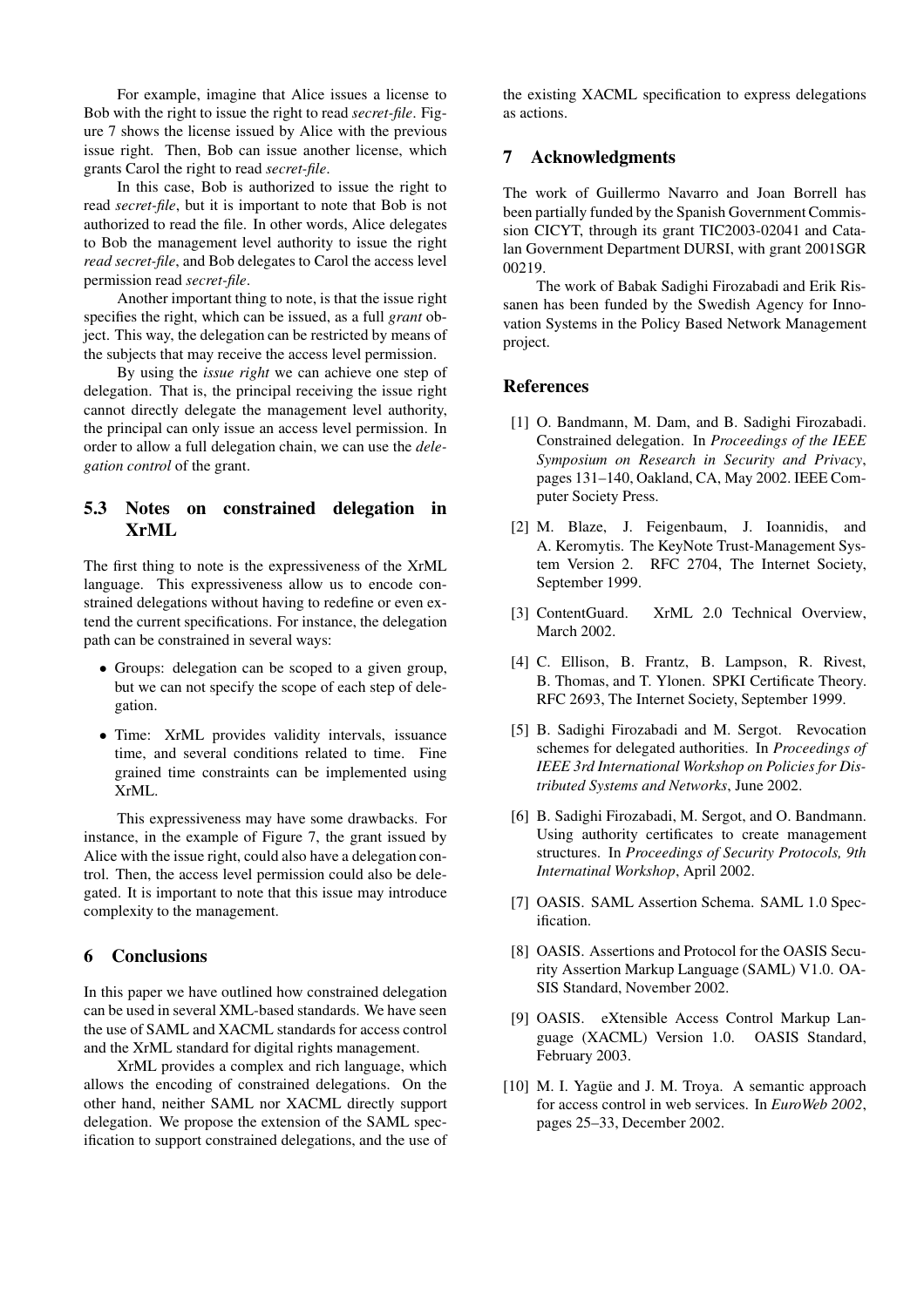For example, imagine that Alice issues a license to Bob with the right to issue the right to read *secret-file*. Figure 7 shows the license issued by Alice with the previous issue right. Then, Bob can issue another license, which grants Carol the right to read *secret-file*.

In this case, Bob is authorized to issue the right to read *secret-file*, but it is important to note that Bob is not authorized to read the file. In other words, Alice delegates to Bob the management level authority to issue the right *read secret-file*, and Bob delegates to Carol the access level permission read *secret-file*.

Another important thing to note, is that the issue right specifies the right, which can be issued, as a full *grant* object. This way, the delegation can be restricted by means of the subjects that may receive the access level permission.

By using the *issue right* we can achieve one step of delegation. That is, the principal receiving the issue right cannot directly delegate the management level authority, the principal can only issue an access level permission. In order to allow a full delegation chain, we can use the *delegation control* of the grant.

### 5.3 Notes on constrained delegation in XrML

The first thing to note is the expressiveness of the XrML language. This expressiveness allow us to encode constrained delegations without having to redefine or even extend the current specifications. For instance, the delegation path can be constrained in several ways:

- Groups: delegation can be scoped to a given group, but we can not specify the scope of each step of delegation.
- Time: XrML provides validity intervals, issuance time, and several conditions related to time. Fine grained time constraints can be implemented using XrML.

This expressiveness may have some drawbacks. For instance, in the example of Figure 7, the grant issued by Alice with the issue right, could also have a delegation control. Then, the access level permission could also be delegated. It is important to note that this issue may introduce complexity to the management.

## 6 Conclusions

In this paper we have outlined how constrained delegation can be used in several XML-based standards. We have seen the use of SAML and XACML standards for access control and the XrML standard for digital rights management.

XrML provides a complex and rich language, which allows the encoding of constrained delegations. On the other hand, neither SAML nor XACML directly support delegation. We propose the extension of the SAML specification to support constrained delegations, and the use of the existing XACML specification to express delegations as actions.

## 7 Acknowledgments

The work of Guillermo Navarro and Joan Borrell has been partially funded by the Spanish Government Commission CICYT, through its grant TIC2003-02041 and Catalan Government Department DURSI, with grant 2001SGR 00219.

The work of Babak Sadighi Firozabadi and Erik Rissanen has been funded by the Swedish Agency for Innovation Systems in the Policy Based Network Management project.

## References

[1] O. Bandmann, M. Dam, and B. Sadighi Firozabadi. Constrained delegation. In *Proceedings of the IEEE Symposium on Research in Security and Privacy*, pages 131–140, Oakland, CA, May 2002. IEEE Computer Society Press.

[2] M. Blaze, J. Feigenbaum, J. Ioannidis, and A. Keromytis. The KeyNote Trust-Management System Version 2. RFC 2704, The Internet Society, September 1999.

[3] ContentGuard. XrML 2.0 Technical Overview, March 2002.

[4] C. Ellison, B. Frantz, B. Lampson, R. Rivest, B. Thomas, and T. Ylonen. SPKI Certificate Theory. RFC 2693, The Internet Society, September 1999.

[5] B. Sadighi Firozabadi and M. Sergot. Revocation schemes for delegated authorities. In *Proceedings of IEEE 3rd International Workshop on Policies for Distributed Systems and Networks*, June 2002.

[6] B. Sadighi Firozabadi, M. Sergot, and O. Bandmann. Using authority certificates to create management structures. In *Proceedings of Security Protocols, 9th Internatinal Workshop*, April 2002.

[7] OASIS. SAML Assertion Schema. SAML 1.0 Specification.

[8] OASIS. Assertions and Protocol for the OASIS Security Assertion Markup Language (SAML) V1.0. OASIS Standard, November 2002.

[9] OASIS. eXtensible Access Control Markup Language (XACML) Version 1.0. OASIS Standard, February 2003.

[10] M. I. Yagüe and J. M. Troya. A semantic approach for access control in web services. In *EuroWeb 2002*, pages 25–33, December 2002.